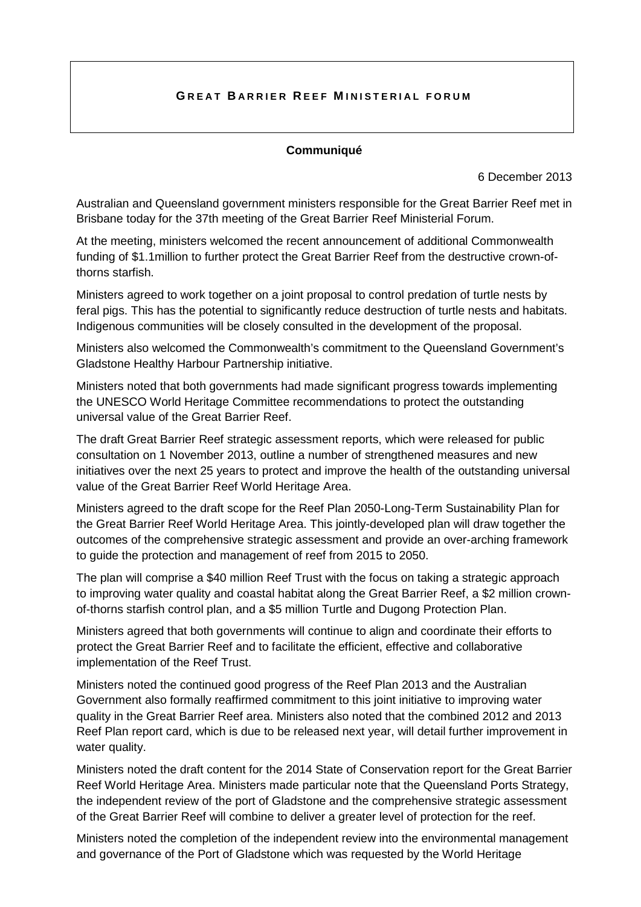# GREAT BARRIER REEF MINISTERIAL FORUM

**Communiqué**

6 December 2013

Australian and Queensland government ministers responsible for the Great Barrier Reef met in Brisbane today for the 37th meeting of the Great Barrier Reef Ministerial Forum.

At the meeting, ministers welcomed the recent announcement of additional Commonwealth funding of $1.1million to further protect the Great Barrier Reef from the destructive crown-of-thorns starfish.

Ministers agreed to work together on a joint proposal to control predation of turtle nests by feral pigs. This has the potential to significantly reduce destruction of turtle nests and habitats. Indigenous communities will be closely consulted in the development of the proposal.

Ministers also welcomed the Commonwealth's commitment to the Queensland Government's Gladstone Healthy Harbour Partnership initiative.

Ministers noted that both governments had made significant progress towards implementing the UNESCO World Heritage Committee recommendations to protect the outstanding universal value of the Great Barrier Reef.

The draft Great Barrier Reef strategic assessment reports, which were released for public consultation on 1 November 2013, outline a number of strengthened measures and new initiatives over the next 25 years to protect and improve the health of the outstanding universal value of the Great Barrier Reef World Heritage Area.

Ministers agreed to the draft scope for the Reef Plan 2050-Long-Term Sustainability Plan for the Great Barrier Reef World Heritage Area. This jointly-developed plan will draw together the outcomes of the comprehensive strategic assessment and provide an over-arching framework to guide the protection and management of reef from 2015 to 2050.

The plan will comprise a $40 million Reef Trust with the focus on taking a strategic approach to improving water quality and coastal habitat along the Great Barrier Reef, a $2 million crown-of-thorns starfish control plan, and a $5 million Turtle and Dugong Protection Plan.

Ministers agreed that both governments will continue to align and coordinate their efforts to protect the Great Barrier Reef and to facilitate the efficient, effective and collaborative implementation of the Reef Trust.

Ministers noted the continued good progress of the Reef Plan 2013 and the Australian Government also formally reaffirmed commitment to this joint initiative to improving water quality in the Great Barrier Reef area. Ministers also noted that the combined 2012 and 2013 Reef Plan report card, which is due to be released next year, will detail further improvement in water quality.

Ministers noted the draft content for the 2014 State of Conservation report for the Great Barrier Reef World Heritage Area. Ministers made particular note that the Queensland Ports Strategy, the independent review of the port of Gladstone and the comprehensive strategic assessment of the Great Barrier Reef will combine to deliver a greater level of protection for the reef.

Ministers noted the completion of the independent review into the environmental management and governance of the Port of Gladstone which was requested by the World Heritage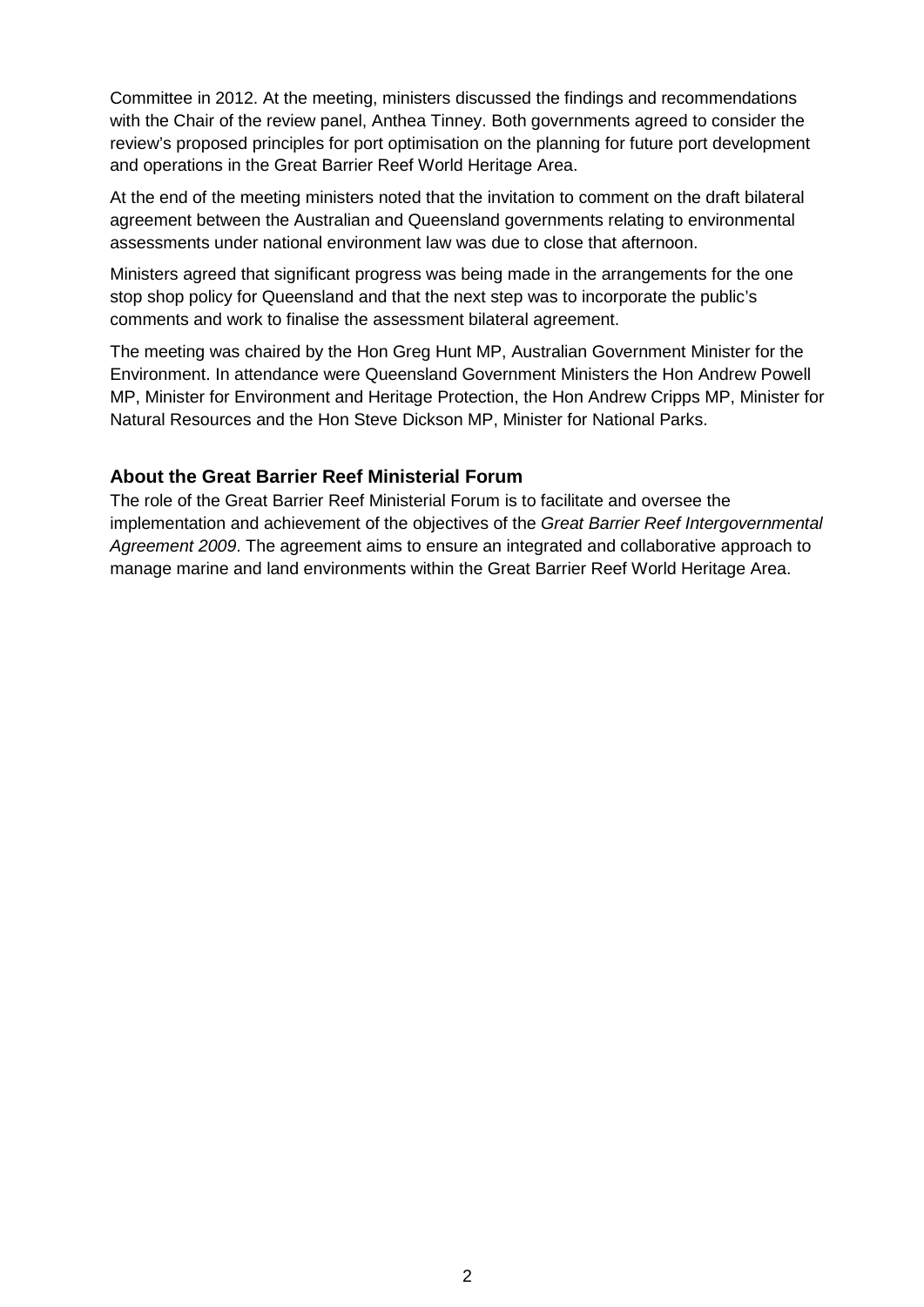Committee in 2012. At the meeting, ministers discussed the findings and recommendations with the Chair of the review panel, Anthea Tinney. Both governments agreed to consider the review's proposed principles for port optimisation on the planning for future port development and operations in the Great Barrier Reef World Heritage Area.

At the end of the meeting ministers noted that the invitation to comment on the draft bilateral agreement between the Australian and Queensland governments relating to environmental assessments under national environment law was due to close that afternoon.

Ministers agreed that significant progress was being made in the arrangements for the one stop shop policy for Queensland and that the next step was to incorporate the public's comments and work to finalise the assessment bilateral agreement.

The meeting was chaired by the Hon Greg Hunt MP, Australian Government Minister for the Environment. In attendance were Queensland Government Ministers the Hon Andrew Powell MP, Minister for Environment and Heritage Protection, the Hon Andrew Cripps MP, Minister for Natural Resources and the Hon Steve Dickson MP, Minister for National Parks.

### About the Great Barrier Reef Ministerial Forum

The role of the Great Barrier Reef Ministerial Forum is to facilitate and oversee the implementation and achievement of the objectives of the *Great Barrier Reef Intergovernmental Agreement 2009*. The agreement aims to ensure an integrated and collaborative approach to manage marine and land environments within the Great Barrier Reef World Heritage Area.